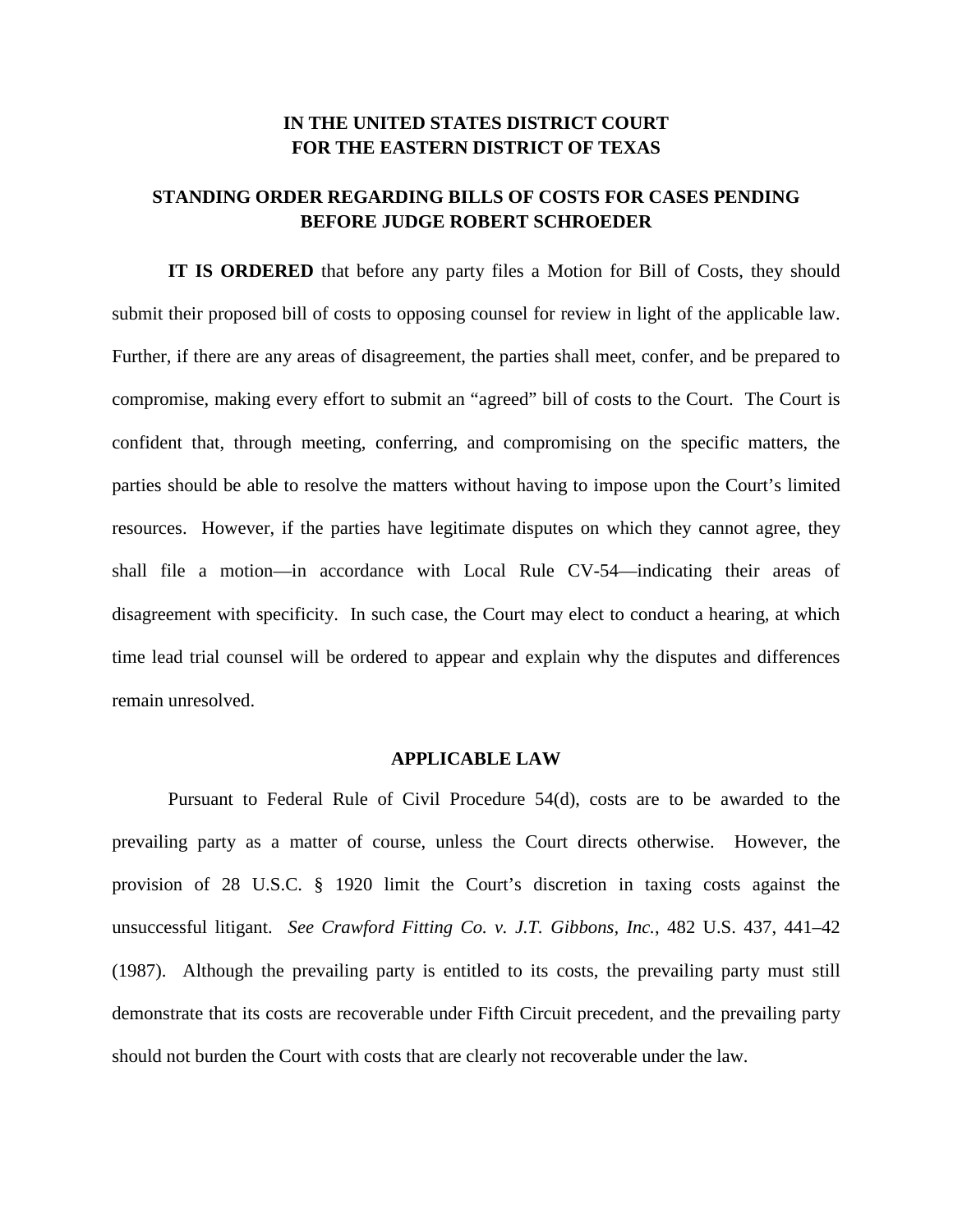**IN THE UNITED STATES DISTRICT COURT**
**FOR THE EASTERN DISTRICT OF TEXAS**

**STANDING ORDER REGARDING BILLS OF COSTS FOR CASES PENDING BEFORE JUDGE ROBERT SCHROEDER**

**IT IS ORDERED** that before any party files a Motion for Bill of Costs, they should submit their proposed bill of costs to opposing counsel for review in light of the applicable law. Further, if there are any areas of disagreement, the parties shall meet, confer, and be prepared to compromise, making every effort to submit an "agreed" bill of costs to the Court. The Court is confident that, through meeting, conferring, and compromising on the specific matters, the parties should be able to resolve the matters without having to impose upon the Court's limited resources. However, if the parties have legitimate disputes on which they cannot agree, they shall file a motion—in accordance with Local Rule CV-54—indicating their areas of disagreement with specificity. In such case, the Court may elect to conduct a hearing, at which time lead trial counsel will be ordered to appear and explain why the disputes and differences remain unresolved.

**APPLICABLE LAW**

Pursuant to Federal Rule of Civil Procedure 54(d), costs are to be awarded to the prevailing party as a matter of course, unless the Court directs otherwise. However, the provision of 28 U.S.C. § 1920 limit the Court's discretion in taxing costs against the unsuccessful litigant. *See Crawford Fitting Co. v. J.T. Gibbons, Inc.*, 482 U.S. 437, 441–42 (1987). Although the prevailing party is entitled to its costs, the prevailing party must still demonstrate that its costs are recoverable under Fifth Circuit precedent, and the prevailing party should not burden the Court with costs that are clearly not recoverable under the law.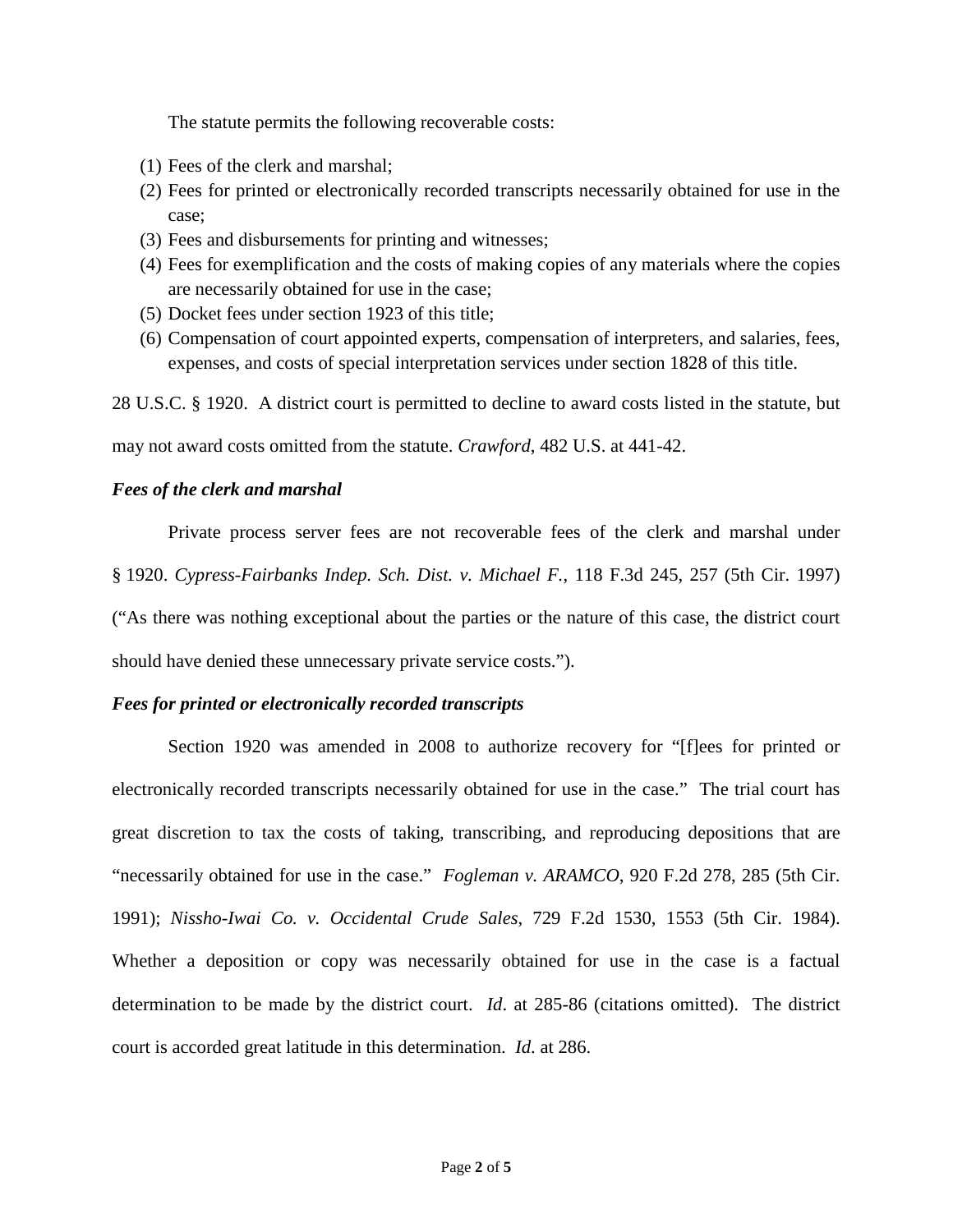The statute permits the following recoverable costs:

(1) Fees of the clerk and marshal;
(2) Fees for printed or electronically recorded transcripts necessarily obtained for use in the case;
(3) Fees and disbursements for printing and witnesses;
(4) Fees for exemplification and the costs of making copies of any materials where the copies are necessarily obtained for use in the case;
(5) Docket fees under section 1923 of this title;
(6) Compensation of court appointed experts, compensation of interpreters, and salaries, fees, expenses, and costs of special interpretation services under section 1828 of this title.

28 U.S.C. § 1920. A district court is permitted to decline to award costs listed in the statute, but may not award costs omitted from the statute. *Crawford*, 482 U.S. at 441-42.

***Fees of the clerk and marshal***

Private process server fees are not recoverable fees of the clerk and marshal under § 1920. *Cypress-Fairbanks Indep. Sch. Dist. v. Michael F.*, 118 F.3d 245, 257 (5th Cir. 1997) ("As there was nothing exceptional about the parties or the nature of this case, the district court should have denied these unnecessary private service costs.").

***Fees for printed or electronically recorded transcripts***

Section 1920 was amended in 2008 to authorize recovery for "[f]ees for printed or electronically recorded transcripts necessarily obtained for use in the case." The trial court has great discretion to tax the costs of taking, transcribing, and reproducing depositions that are "necessarily obtained for use in the case." *Fogleman v. ARAMCO*, 920 F.2d 278, 285 (5th Cir. 1991); *Nissho-Iwai Co. v. Occidental Crude Sales*, 729 F.2d 1530, 1553 (5th Cir. 1984). Whether a deposition or copy was necessarily obtained for use in the case is a factual determination to be made by the district court. *Id*. at 285-86 (citations omitted). The district court is accorded great latitude in this determination. *Id*. at 286.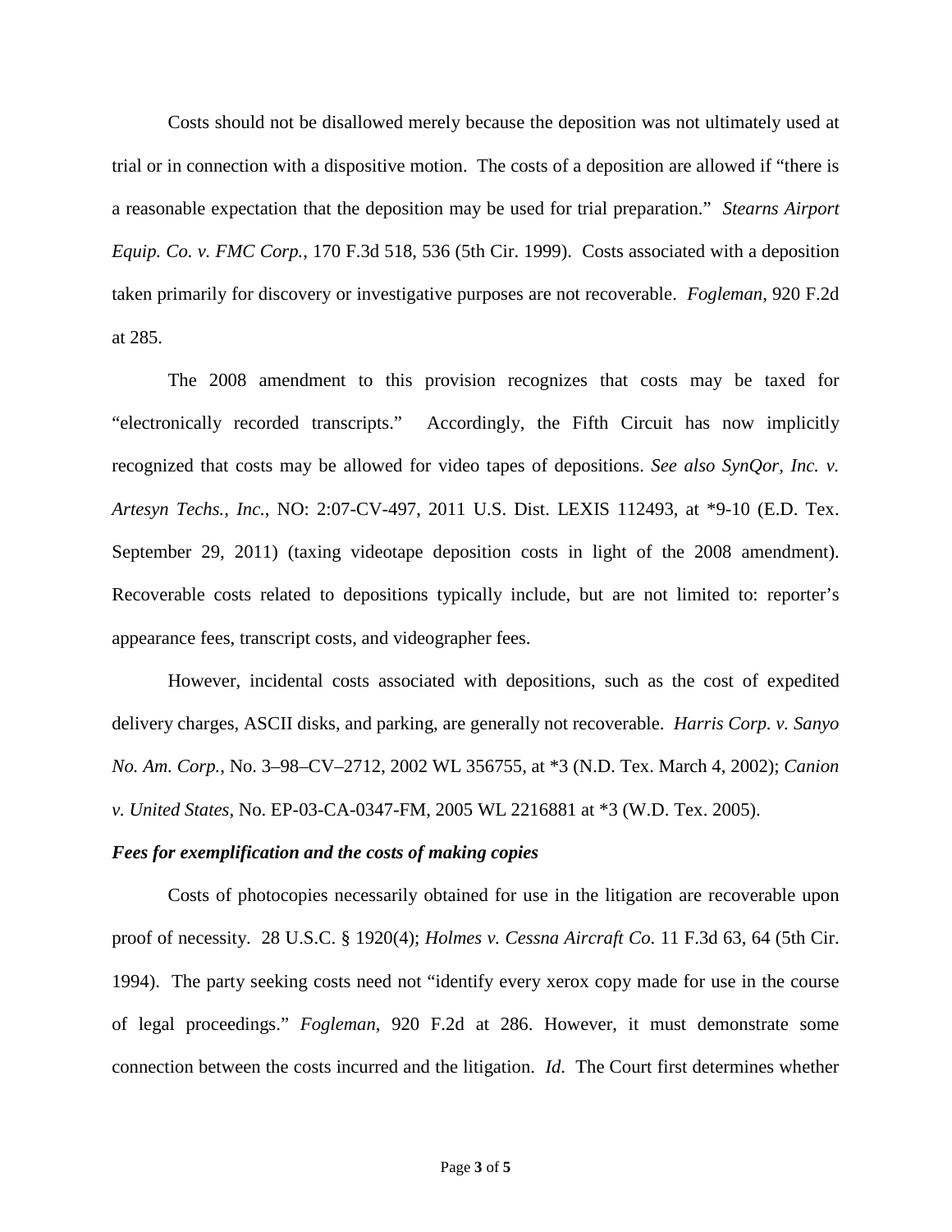Costs should not be disallowed merely because the deposition was not ultimately used at trial or in connection with a dispositive motion. The costs of a deposition are allowed if "there is a reasonable expectation that the deposition may be used for trial preparation." *Stearns Airport Equip. Co. v. FMC Corp.*, 170 F.3d 518, 536 (5th Cir. 1999). Costs associated with a deposition taken primarily for discovery or investigative purposes are not recoverable. *Fogleman*, 920 F.2d at 285.

The 2008 amendment to this provision recognizes that costs may be taxed for "electronically recorded transcripts." Accordingly, the Fifth Circuit has now implicitly recognized that costs may be allowed for video tapes of depositions. *See also SynQor, Inc. v. Artesyn Techs., Inc.*, NO: 2:07-CV-497, 2011 U.S. Dist. LEXIS 112493, at *9-10 (E.D. Tex. September 29, 2011) (taxing videotape deposition costs in light of the 2008 amendment). Recoverable costs related to depositions typically include, but are not limited to: reporter's appearance fees, transcript costs, and videographer fees.

However, incidental costs associated with depositions, such as the cost of expedited delivery charges, ASCII disks, and parking, are generally not recoverable. *Harris Corp. v. Sanyo No. Am. Corp.*, No. 3–98–CV–2712, 2002 WL 356755, at *3 (N.D. Tex. March 4, 2002); *Canion v. United States*, No. EP-03-CA-0347-FM, 2005 WL 2216881 at *3 (W.D. Tex. 2005).

***Fees for exemplification and the costs of making copies***

Costs of photocopies necessarily obtained for use in the litigation are recoverable upon proof of necessity. 28 U.S.C. § 1920(4); *Holmes v. Cessna Aircraft Co.* 11 F.3d 63, 64 (5th Cir. 1994). The party seeking costs need not "identify every xerox copy made for use in the course of legal proceedings." *Fogleman*, 920 F.2d at 286. However, it must demonstrate some connection between the costs incurred and the litigation. *Id*. The Court first determines whether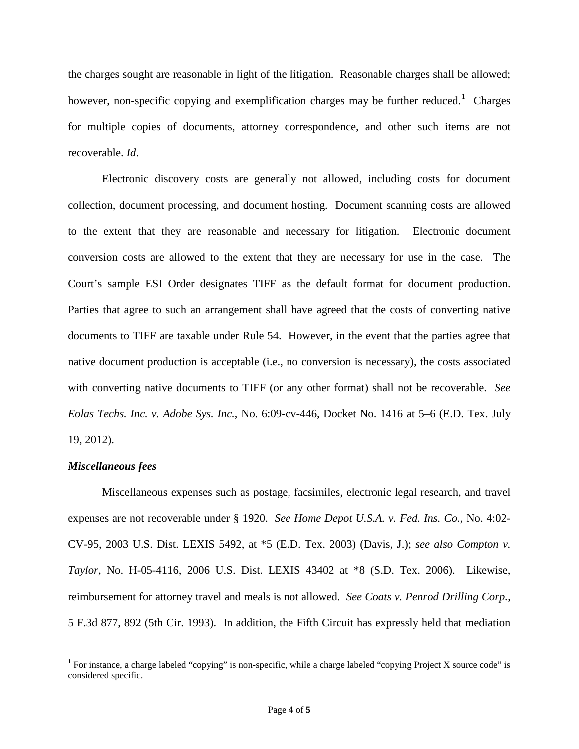the charges sought are reasonable in light of the litigation. Reasonable charges shall be allowed; however, non-specific copying and exemplification charges may be further reduced.[1] Charges for multiple copies of documents, attorney correspondence, and other such items are not recoverable. *Id*.

Electronic discovery costs are generally not allowed, including costs for document collection, document processing, and document hosting. Document scanning costs are allowed to the extent that they are reasonable and necessary for litigation. Electronic document conversion costs are allowed to the extent that they are necessary for use in the case. The Court's sample ESI Order designates TIFF as the default format for document production. Parties that agree to such an arrangement shall have agreed that the costs of converting native documents to TIFF are taxable under Rule 54. However, in the event that the parties agree that native document production is acceptable (i.e., no conversion is necessary), the costs associated with converting native documents to TIFF (or any other format) shall not be recoverable. *See Eolas Techs. Inc. v. Adobe Sys. Inc.*, No. 6:09-cv-446, Docket No. 1416 at 5–6 (E.D. Tex. July 19, 2012).

***Miscellaneous fees***

Miscellaneous expenses such as postage, facsimiles, electronic legal research, and travel expenses are not recoverable under § 1920. *See Home Depot U.S.A. v. Fed. Ins. Co.*, No. 4:02-CV-95, 2003 U.S. Dist. LEXIS 5492, at *5 (E.D. Tex. 2003) (Davis, J.); *see also Compton v. Taylor*, No. H-05-4116, 2006 U.S. Dist. LEXIS 43402 at *8 (S.D. Tex. 2006). Likewise, reimbursement for attorney travel and meals is not allowed. *See Coats v. Penrod Drilling Corp.*, 5 F.3d 877, 892 (5th Cir. 1993). In addition, the Fifth Circuit has expressly held that mediation

---

[1] For instance, a charge labeled "copying" is non-specific, while a charge labeled "copying Project X source code" is considered specific.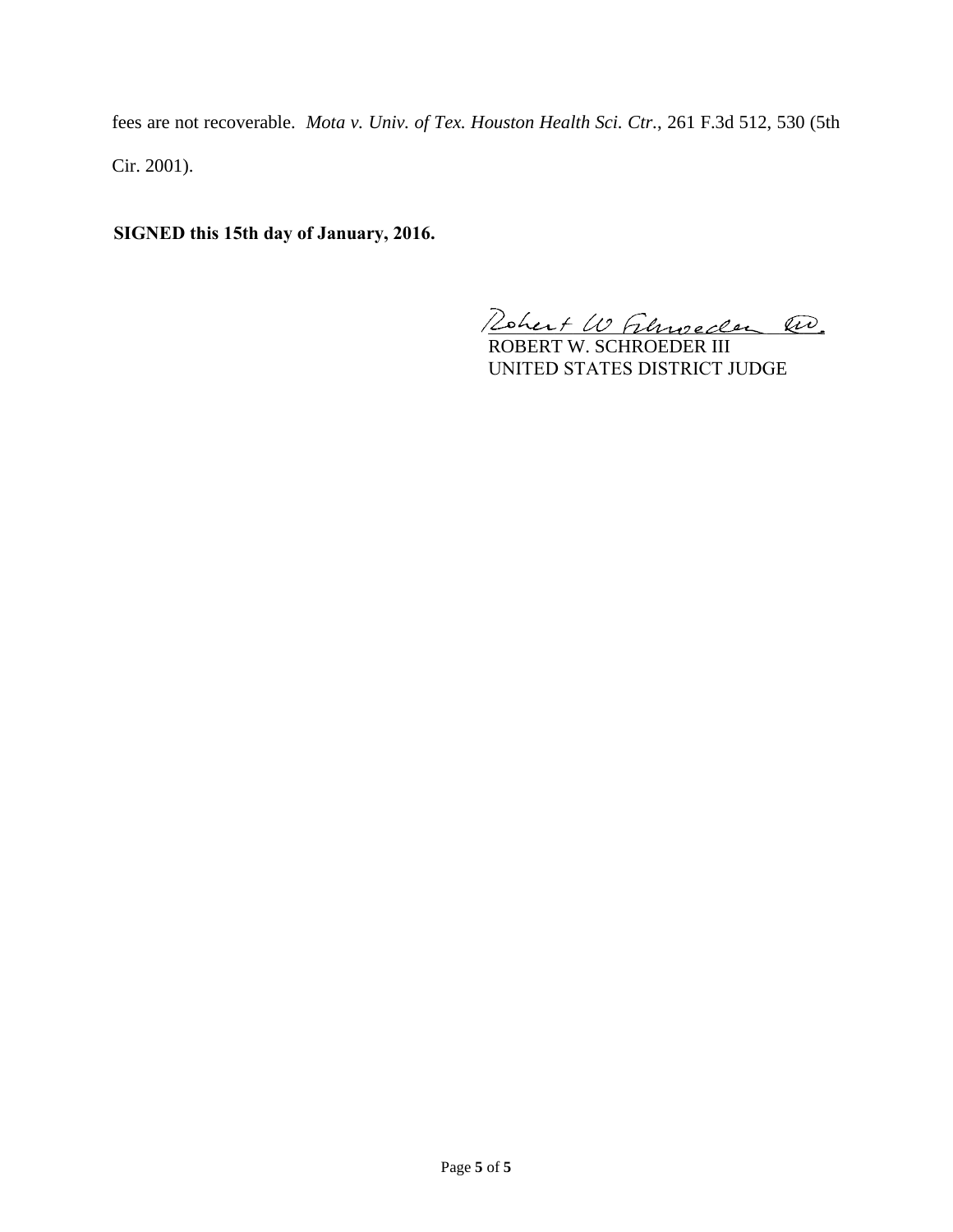fees are not recoverable. *Mota v. Univ. of Tex. Houston Health Sci. Ctr.*, 261 F.3d 512, 530 (5th Cir. 2001).

**SIGNED this 15th day of January, 2016.**

ROBERT W. SCHROEDER III
UNITED STATES DISTRICT JUDGE